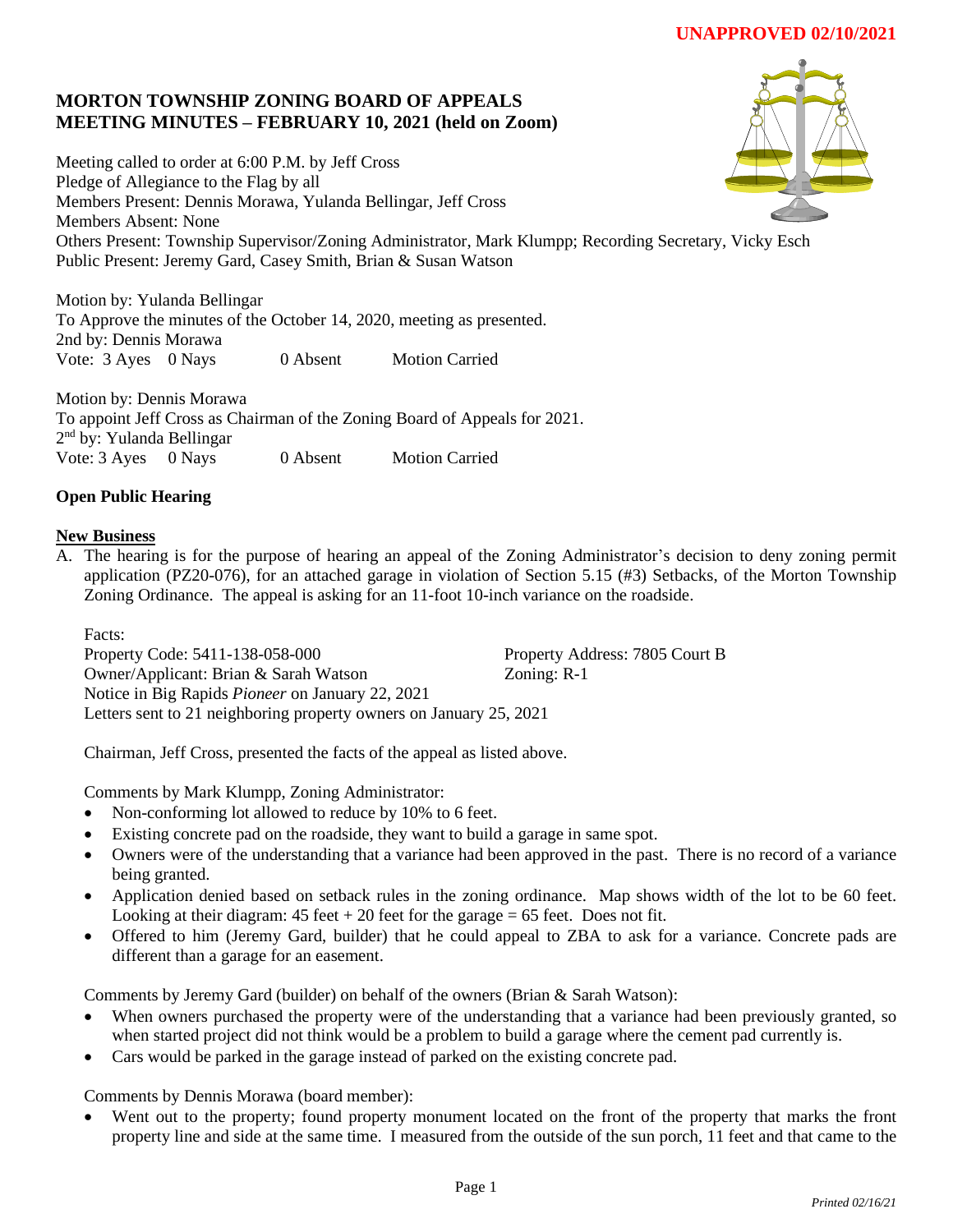**UNAPPROVED 02/10/2021**

# MORTON TOWNSHIP ZONING BOARD OF APPEALS
# MEETING MINUTES – FEBRUARY 10, 2021 (held on Zoom)

Meeting called to order at 6:00 P.M. by Jeff Cross
Pledge of Allegiance to the Flag by all
Members Present: Dennis Morawa, Yulanda Bellingar, Jeff Cross
Members Absent: None
Others Present: Township Supervisor/Zoning Administrator, Mark Klumpp; Recording Secretary, Vicky Esch
Public Present: Jeremy Gard, Casey Smith, Brian & Susan Watson

Motion by: Yulanda Bellingar
To Approve the minutes of the October 14, 2020, meeting as presented.
2nd by: Dennis Morawa
Vote: 3 Ayes 0 Nays 0 Absent Motion Carried

Motion by: Dennis Morawa
To appoint Jeff Cross as Chairman of the Zoning Board of Appeals for 2021.
2nd by: Yulanda Bellingar
Vote: 3 Ayes 0 Nays 0 Absent Motion Carried

**Open Public Hearing**

**New Business**

A. The hearing is for the purpose of hearing an appeal of the Zoning Administrator's decision to deny zoning permit application (PZ20-076), for an attached garage in violation of Section 5.15 (#3) Setbacks, of the Morton Township Zoning Ordinance. The appeal is asking for an 11-foot 10-inch variance on the roadside.

Facts:
Property Code: 5411-138-058-000
Property Address: 7805 Court B
Owner/Applicant: Brian & Sarah Watson
Zoning: R-1
Notice in Big Rapids *Pioneer* on January 22, 2021
Letters sent to 21 neighboring property owners on January 25, 2021

Chairman, Jeff Cross, presented the facts of the appeal as listed above.

Comments by Mark Klumpp, Zoning Administrator:

- Non-conforming lot allowed to reduce by 10% to 6 feet.
- Existing concrete pad on the roadside, they want to build a garage in same spot.
- Owners were of the understanding that a variance had been approved in the past. There is no record of a variance being granted.
- Application denied based on setback rules in the zoning ordinance. Map shows width of the lot to be 60 feet. Looking at their diagram: 45 feet + 20 feet for the garage = 65 feet. Does not fit.
- Offered to him (Jeremy Gard, builder) that he could appeal to ZBA to ask for a variance. Concrete pads are different than a garage for an easement.

Comments by Jeremy Gard (builder) on behalf of the owners (Brian & Sarah Watson):

- When owners purchased the property were of the understanding that a variance had been previously granted, so when started project did not think would be a problem to build a garage where the cement pad currently is.
- Cars would be parked in the garage instead of parked on the existing concrete pad.

Comments by Dennis Morawa (board member):

- Went out to the property; found property monument located on the front of the property that marks the front property line and side at the same time. I measured from the outside of the sun porch, 11 feet and that came to the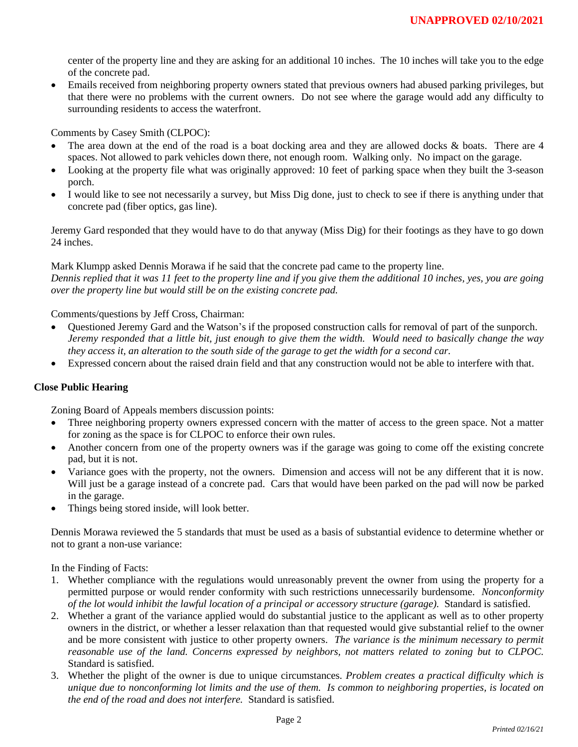center of the property line and they are asking for an additional 10 inches. The 10 inches will take you to the edge of the concrete pad.

- Emails received from neighboring property owners stated that previous owners had abused parking privileges, but that there were no problems with the current owners. Do not see where the garage would add any difficulty to surrounding residents to access the waterfront.

Comments by Casey Smith (CLPOC):

- The area down at the end of the road is a boat docking area and they are allowed docks & boats. There are 4 spaces. Not allowed to park vehicles down there, not enough room. Walking only. No impact on the garage.
- Looking at the property file what was originally approved: 10 feet of parking space when they built the 3-season porch.
- I would like to see not necessarily a survey, but Miss Dig done, just to check to see if there is anything under that concrete pad (fiber optics, gas line).

Jeremy Gard responded that they would have to do that anyway (Miss Dig) for their footings as they have to go down 24 inches.

Mark Klumpp asked Dennis Morawa if he said that the concrete pad came to the property line.
*Dennis replied that it was 11 feet to the property line and if you give them the additional 10 inches, yes, you are going over the property line but would still be on the existing concrete pad.*

Comments/questions by Jeff Cross, Chairman:

- Questioned Jeremy Gard and the Watson's if the proposed construction calls for removal of part of the sunporch. *Jeremy responded that a little bit, just enough to give them the width. Would need to basically change the way they access it, an alteration to the south side of the garage to get the width for a second car.*
- Expressed concern about the raised drain field and that any construction would not be able to interfere with that.

**Close Public Hearing**

Zoning Board of Appeals members discussion points:

- Three neighboring property owners expressed concern with the matter of access to the green space. Not a matter for zoning as the space is for CLPOC to enforce their own rules.
- Another concern from one of the property owners was if the garage was going to come off the existing concrete pad, but it is not.
- Variance goes with the property, not the owners. Dimension and access will not be any different that it is now. Will just be a garage instead of a concrete pad. Cars that would have been parked on the pad will now be parked in the garage.
- Things being stored inside, will look better.

Dennis Morawa reviewed the 5 standards that must be used as a basis of substantial evidence to determine whether or not to grant a non-use variance:

In the Finding of Facts:

1. Whether compliance with the regulations would unreasonably prevent the owner from using the property for a permitted purpose or would render conformity with such restrictions unnecessarily burdensome. *Nonconformity of the lot would inhibit the lawful location of a principal or accessory structure (garage).* Standard is satisfied.
2. Whether a grant of the variance applied would do substantial justice to the applicant as well as to other property owners in the district, or whether a lesser relaxation than that requested would give substantial relief to the owner and be more consistent with justice to other property owners. *The variance is the minimum necessary to permit reasonable use of the land. Concerns expressed by neighbors, not matters related to zoning but to CLPOC.* Standard is satisfied.
3. Whether the plight of the owner is due to unique circumstances. *Problem creates a practical difficulty which is unique due to nonconforming lot limits and the use of them. Is common to neighboring properties, is located on the end of the road and does not interfere.* Standard is satisfied.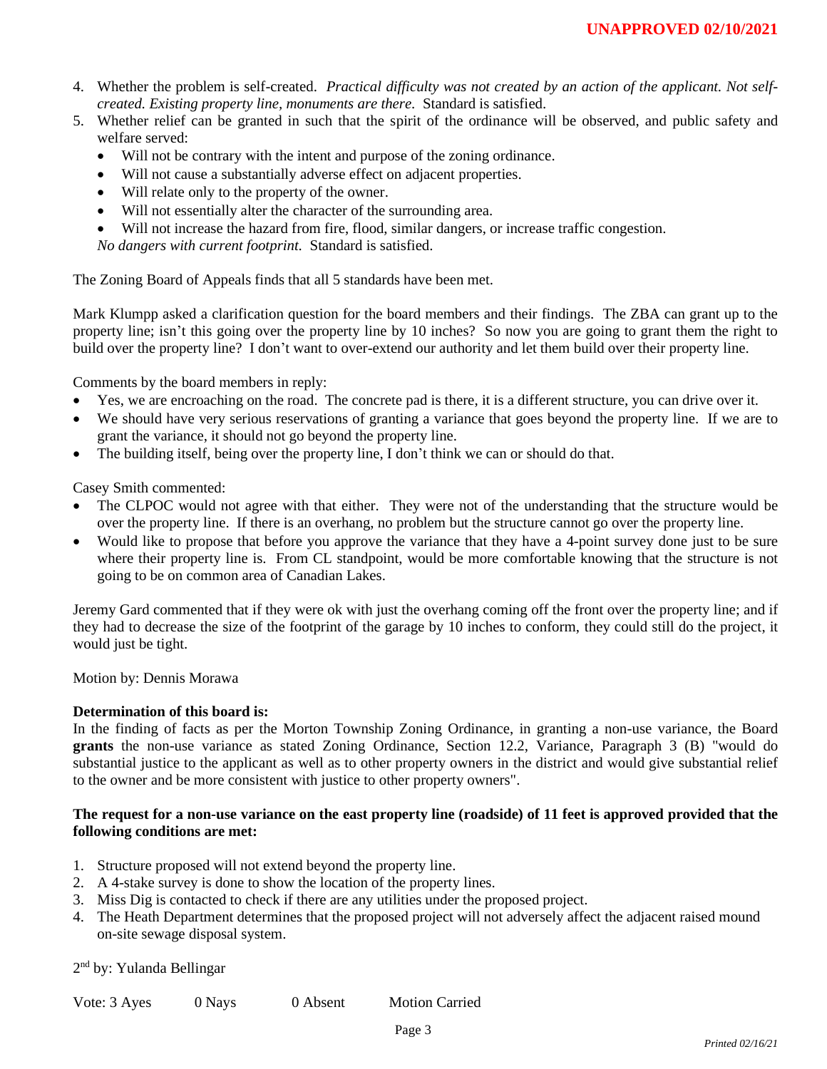4. Whether the problem is self-created. *Practical difficulty was not created by an action of the applicant. Not self-created. Existing property line, monuments are there.* Standard is satisfied.
5. Whether relief can be granted in such that the spirit of the ordinance will be observed, and public safety and welfare served:
   - Will not be contrary with the intent and purpose of the zoning ordinance.
   - Will not cause a substantially adverse effect on adjacent properties.
   - Will relate only to the property of the owner.
   - Will not essentially alter the character of the surrounding area.
   - Will not increase the hazard from fire, flood, similar dangers, or increase traffic congestion.

   *No dangers with current footprint.* Standard is satisfied.

The Zoning Board of Appeals finds that all 5 standards have been met.

Mark Klumpp asked a clarification question for the board members and their findings. The ZBA can grant up to the property line; isn't this going over the property line by 10 inches? So now you are going to grant them the right to build over the property line? I don't want to over-extend our authority and let them build over their property line.

Comments by the board members in reply:

- Yes, we are encroaching on the road. The concrete pad is there, it is a different structure, you can drive over it.
- We should have very serious reservations of granting a variance that goes beyond the property line. If we are to grant the variance, it should not go beyond the property line.
- The building itself, being over the property line, I don't think we can or should do that.

Casey Smith commented:

- The CLPOC would not agree with that either. They were not of the understanding that the structure would be over the property line. If there is an overhang, no problem but the structure cannot go over the property line.
- Would like to propose that before you approve the variance that they have a 4-point survey done just to be sure where their property line is. From CL standpoint, would be more comfortable knowing that the structure is not going to be on common area of Canadian Lakes.

Jeremy Gard commented that if they were ok with just the overhang coming off the front over the property line; and if they had to decrease the size of the footprint of the garage by 10 inches to conform, they could still do the project, it would just be tight.

Motion by: Dennis Morawa

**Determination of this board is:**
In the finding of facts as per the Morton Township Zoning Ordinance, in granting a non-use variance, the Board **grants** the non-use variance as stated Zoning Ordinance, Section 12.2, Variance, Paragraph 3 (B) "would do substantial justice to the applicant as well as to other property owners in the district and would give substantial relief to the owner and be more consistent with justice to other property owners".

**The request for a non-use variance on the east property line (roadside) of 11 feet is approved provided that the following conditions are met:**

1. Structure proposed will not extend beyond the property line.
2. A 4-stake survey is done to show the location of the property lines.
3. Miss Dig is contacted to check if there are any utilities under the proposed project.
4. The Heath Department determines that the proposed project will not adversely affect the adjacent raised mound on-site sewage disposal system.

2nd by: Yulanda Bellingar

Vote: 3 Ayes 0 Nays 0 Absent Motion Carried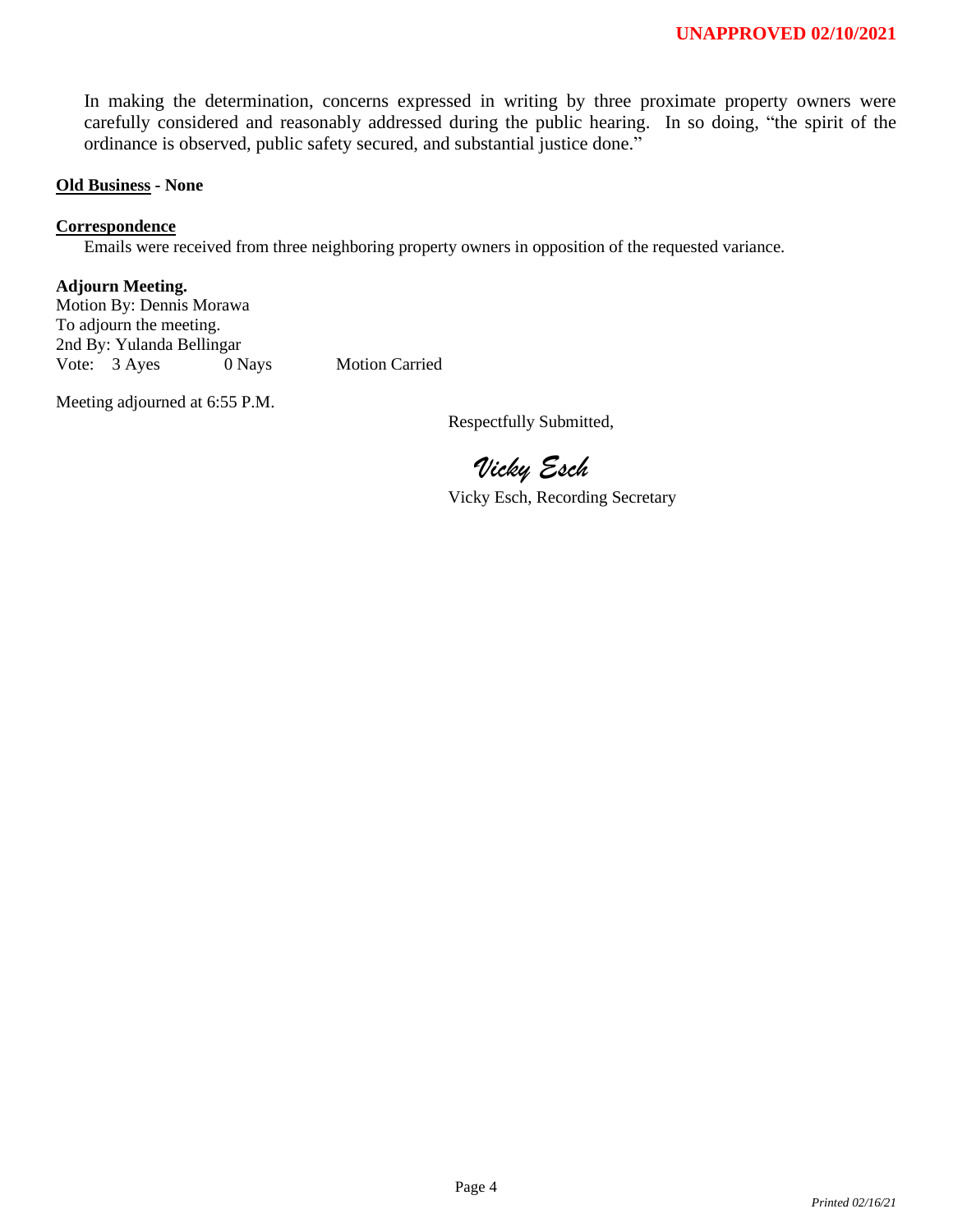In making the determination, concerns expressed in writing by three proximate property owners were carefully considered and reasonably addressed during the public hearing. In so doing, "the spirit of the ordinance is observed, public safety secured, and substantial justice done."

**Old Business - None**

**Correspondence**

Emails were received from three neighboring property owners in opposition of the requested variance.

**Adjourn Meeting.**

Motion By: Dennis Morawa
To adjourn the meeting.
2nd By: Yulanda Bellingar
Vote: 3 Ayes 0 Nays Motion Carried

Meeting adjourned at 6:55 P.M.

Respectfully Submitted,

*Vicky Esch*

Vicky Esch, Recording Secretary